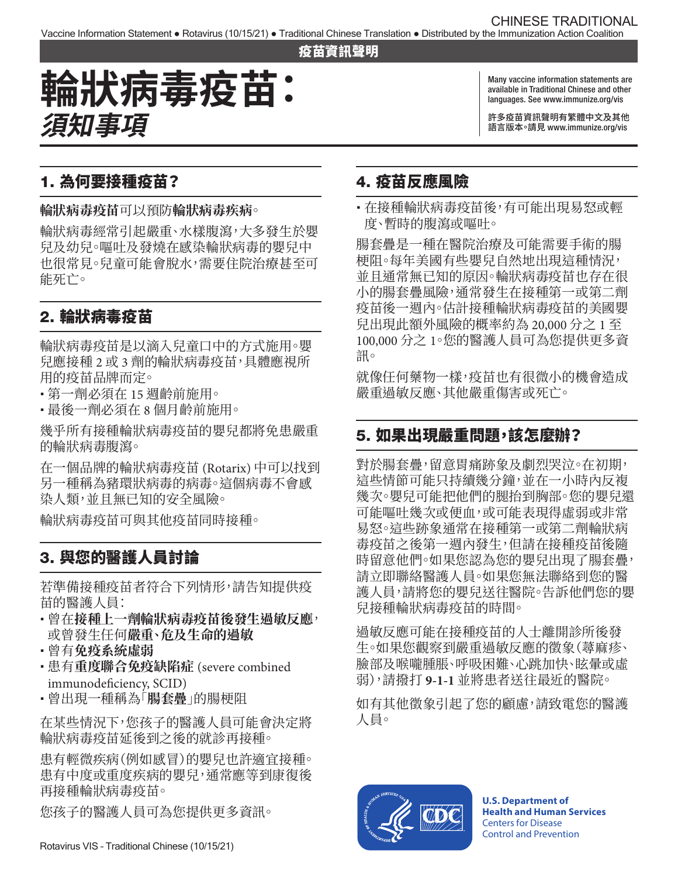疫苗資訊聲明

# 輪狀病毒疫苗：*須知事項*

Many vaccine information statements are available in Traditional Chinese and other languages. See www.immunize.org/vis

許多疫苗資訊聲明有繁體中文及其他語言版本。請見 www.immunize.org/vis

## 1. 為何要接種疫苗？

**輪狀病毒疫苗**可以預防**輪狀病毒疾病**。

輪狀病毒經常引起嚴重、水樣腹瀉，大多發生於嬰兒及幼兒。嘔吐及發燒在感染輪狀病毒的嬰兒中也很常見。兒童可能會脫水，需要住院治療甚至可能死亡。

## 2. 輪狀病毒疫苗

輪狀病毒疫苗是以滴入兒童口中的方式施用。嬰兒應接種 2 或 3 劑的輪狀病毒疫苗，具體應視所用的疫苗品牌而定。

- 第一劑必須在 15 週齡前施用。
- 最後一劑必須在 8 個月齡前施用。

幾乎所有接種輪狀病毒疫苗的嬰兒都將免患嚴重的輪狀病毒腹瀉。

在一個品牌的輪狀病毒疫苗 (Rotarix) 中可以找到另一種稱為豬環狀病毒的病毒。這個病毒不會感染人類，並且無已知的安全風險。

輪狀病毒疫苗可與其他疫苗同時接種。

## 3. 與您的醫護人員討論

若準備接種疫苗者符合下列情形，請告知提供疫苗的醫護人員：

- 曾在**接種上一劑輪狀病毒疫苗後發生過敏反應**，或曾發生任何**嚴重、危及生命的過敏**
- 曾有**免疫系統虛弱**
- 患有**重度聯合免疫缺陷症** (severe combined immunodeficiency, SCID)
- 曾出現一種稱為「**腸套疊**」的腸梗阻

在某些情況下，您孩子的醫護人員可能會決定將輪狀病毒疫苗延後到之後的就診再接種。

患有輕微疾病（例如感冒）的嬰兒也許適宜接種。患有中度或重度疾病的嬰兒，通常應等到康復後再接種輪狀病毒疫苗。

您孩子的醫護人員可為您提供更多資訊。

## 4. 疫苗反應風險

- 在接種輪狀病毒疫苗後，有可能出現易怒或輕度、暫時的腹瀉或嘔吐。

腸套疊是一種在醫院治療及可能需要手術的腸梗阻。每年美國有些嬰兒自然地出現這種情況，並且通常無已知的原因。輪狀病毒疫苗也存在很小的腸套疊風險，通常發生在接種第一或第二劑疫苗後一週內。估計接種輪狀病毒疫苗的美國嬰兒出現此額外風險的概率約為 20,000 分之 1 至 100,000 分之 1。您的醫護人員可為您提供更多資訊。

就像任何藥物一樣，疫苗也有很微小的機會造成嚴重過敏反應、其他嚴重傷害或死亡。

## 5. 如果出現嚴重問題，該怎麼辦？

對於腸套疊，留意胃痛跡象及劇烈哭泣。在初期，這些情節可能只持續幾分鐘，並在一小時內反複幾次。嬰兒可能把他們的腿抬到胸部。您的嬰兒還可能嘔吐幾次或便血，或可能表現得虛弱或非常易怒。這些跡象通常在接種第一或第二劑輪狀病毒疫苗之後第一週內發生，但請在接種疫苗後隨時留意他們。如果您認為您的嬰兒出現了腸套疊，請立即聯絡醫護人員。如果您無法聯絡到您的醫護人員，請將您的嬰兒送往醫院。告訴他們您的嬰兒接種輪狀病毒疫苗的時間。

過敏反應可能在接種疫苗的人士離開診所後發生。如果您觀察到嚴重過敏反應的徵象（蕁麻疹、臉部及喉嚨腫脹、呼吸困難、心跳加快、眩暈或虛弱），請撥打 **9-1-1** 並將患者送往最近的醫院。

如有其他徵象引起了您的顧慮，請致電您的醫護人員。

**U.S. Department of Health and Human Services**
Centers for Disease Control and Prevention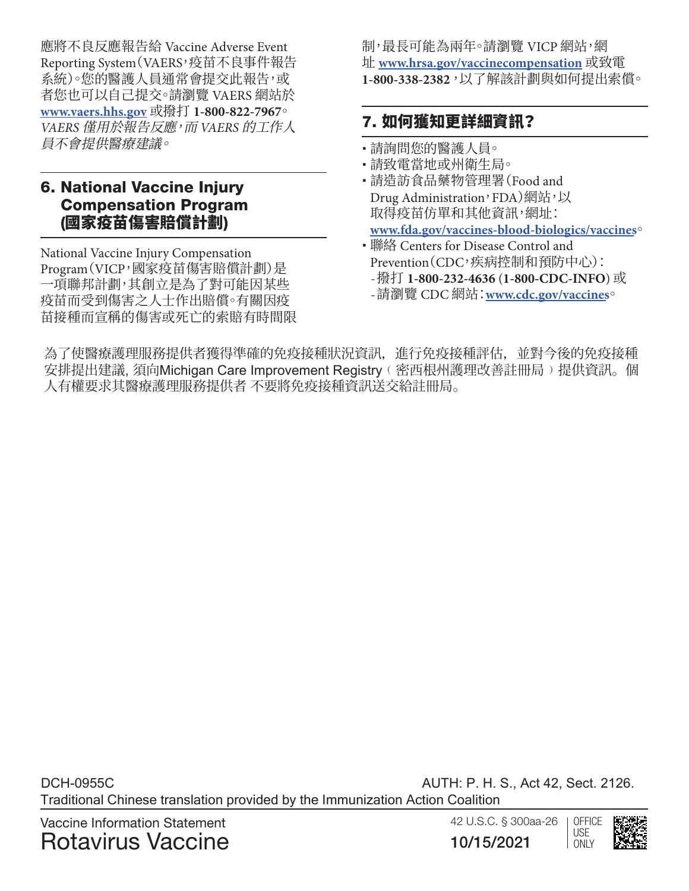應將不良反應報告給 Vaccine Adverse Event Reporting System（VAERS，疫苗不良事件報告系統）。您的醫護人員通常會提交此報告，或者您也可以自己提交。請瀏覽 VAERS 網站於 **www.vaers.hhs.gov** 或撥打 **1-800-822-7967**。*VAERS 僅用於報告反應，而 VAERS 的工作人員不會提供醫療建議。*

## 6. National Vaccine Injury Compensation Program (國家疫苗傷害賠償計劃)

National Vaccine Injury Compensation Program（VICP，國家疫苗傷害賠償計劃）是一項聯邦計劃，其創立是為了對可能因某些疫苗而受到傷害之人士作出賠償。有關因疫苗接種而宣稱的傷害或死亡的索賠有時間限制，最長可能為兩年。請瀏覽 VICP 網站，網址 **www.hrsa.gov/vaccinecompensation** 或致電 **1-800-338-2382**，以了解該計劃與如何提出索償。

## 7. 如何獲知更詳細資訊？

- 請詢問您的醫護人員。
- 請致電當地或州衛生局。
- 請造訪食品藥物管理署（Food and Drug Administration，FDA）網站，以取得疫苗仿單和其他資訊，網址：**www.fda.gov/vaccines-blood-biologics/vaccines**。
- 聯絡 Centers for Disease Control and Prevention（CDC，疾病控制和預防中心）：
  - 撥打 **1-800-232-4636**（**1-800-CDC-INFO**）或
  - 請瀏覽 CDC 網站：**www.cdc.gov/vaccines**。

為了使醫療護理服務提供者獲得準確的免疫接種狀況資訊，進行免疫接種評估，並對今後的免疫接種安排提出建議，須向Michigan Care Improvement Registry（密西根州護理改善註冊局）提供資訊。個人有權要求其醫療護理服務提供者 不要將免疫接種資訊送交給註冊局。

DCH-0955C AUTH: P. H. S., Act 42, Sect. 2126.

Traditional Chinese translation provided by the Immunization Action Coalition

Vaccine Information Statement

Rotavirus Vaccine

42 U.S.C. § 300aa-26

10/15/2021

OFFICE USE ONLY